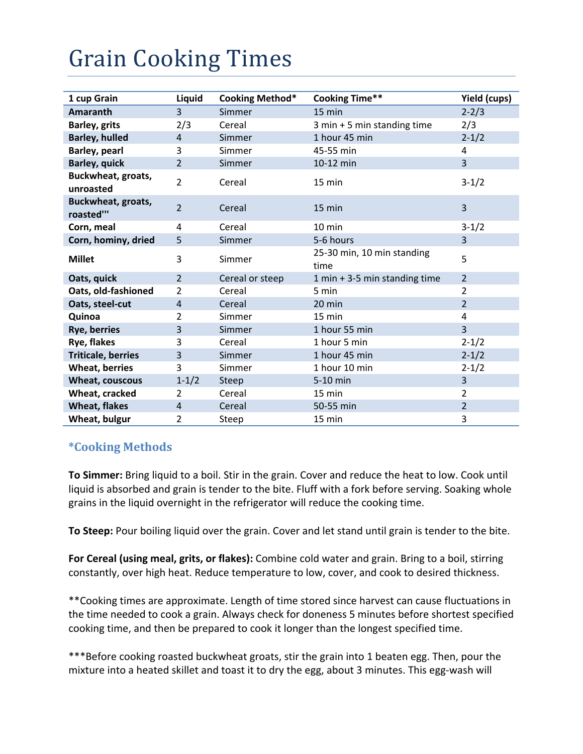# Grain Cooking Times

| 1 cup Grain | Liquid | Cooking Method* | Cooking Time** | Yield (cups) |
|---|---|---|---|---|
| **Amaranth** | 3 | Simmer | 15 min | 2-2/3 |
| **Barley, grits** | 2/3 | Cereal | 3 min + 5 min standing time | 2/3 |
| **Barley, hulled** | 4 | Simmer | 1 hour 45 min | 2-1/2 |
| **Barley, pearl** | 3 | Simmer | 45-55 min | 4 |
| **Barley, quick** | 2 | Simmer | 10-12 min | 3 |
| **Buckwheat, groats, unroasted** | 2 | Cereal | 15 min | 3-1/2 |
| **Buckwheat, groats, roasted'''** | 2 | Cereal | 15 min | 3 |
| **Corn, meal** | 4 | Cereal | 10 min | 3-1/2 |
| **Corn, hominy, dried** | 5 | Simmer | 5-6 hours | 3 |
| **Millet** | 3 | Simmer | 25-30 min, 10 min standing time | 5 |
| **Oats, quick** | 2 | Cereal or steep | 1 min + 3-5 min standing time | 2 |
| **Oats, old-fashioned** | 2 | Cereal | 5 min | 2 |
| **Oats, steel-cut** | 4 | Cereal | 20 min | 2 |
| **Quinoa** | 2 | Simmer | 15 min | 4 |
| **Rye, berries** | 3 | Simmer | 1 hour 55 min | 3 |
| **Rye, flakes** | 3 | Cereal | 1 hour 5 min | 2-1/2 |
| **Triticale, berries** | 3 | Simmer | 1 hour 45 min | 2-1/2 |
| **Wheat, berries** | 3 | Simmer | 1 hour 10 min | 2-1/2 |
| **Wheat, couscous** | 1-1/2 | Steep | 5-10 min | 3 |
| **Wheat, cracked** | 2 | Cereal | 15 min | 2 |
| **Wheat, flakes** | 4 | Cereal | 50-55 min | 2 |
| **Wheat, bulgur** | 2 | Steep | 15 min | 3 |

### *Cooking Methods

**To Simmer:** Bring liquid to a boil. Stir in the grain. Cover and reduce the heat to low. Cook until liquid is absorbed and grain is tender to the bite. Fluff with a fork before serving. Soaking whole grains in the liquid overnight in the refrigerator will reduce the cooking time.

**To Steep:** Pour boiling liquid over the grain. Cover and let stand until grain is tender to the bite.

**For Cereal (using meal, grits, or flakes):** Combine cold water and grain. Bring to a boil, stirring constantly, over high heat. Reduce temperature to low, cover, and cook to desired thickness.

**Cooking times are approximate. Length of time stored since harvest can cause fluctuations in the time needed to cook a grain. Always check for doneness 5 minutes before shortest specified cooking time, and then be prepared to cook it longer than the longest specified time.

***Before cooking roasted buckwheat groats, stir the grain into 1 beaten egg. Then, pour the mixture into a heated skillet and toast it to dry the egg, about 3 minutes. This egg-wash will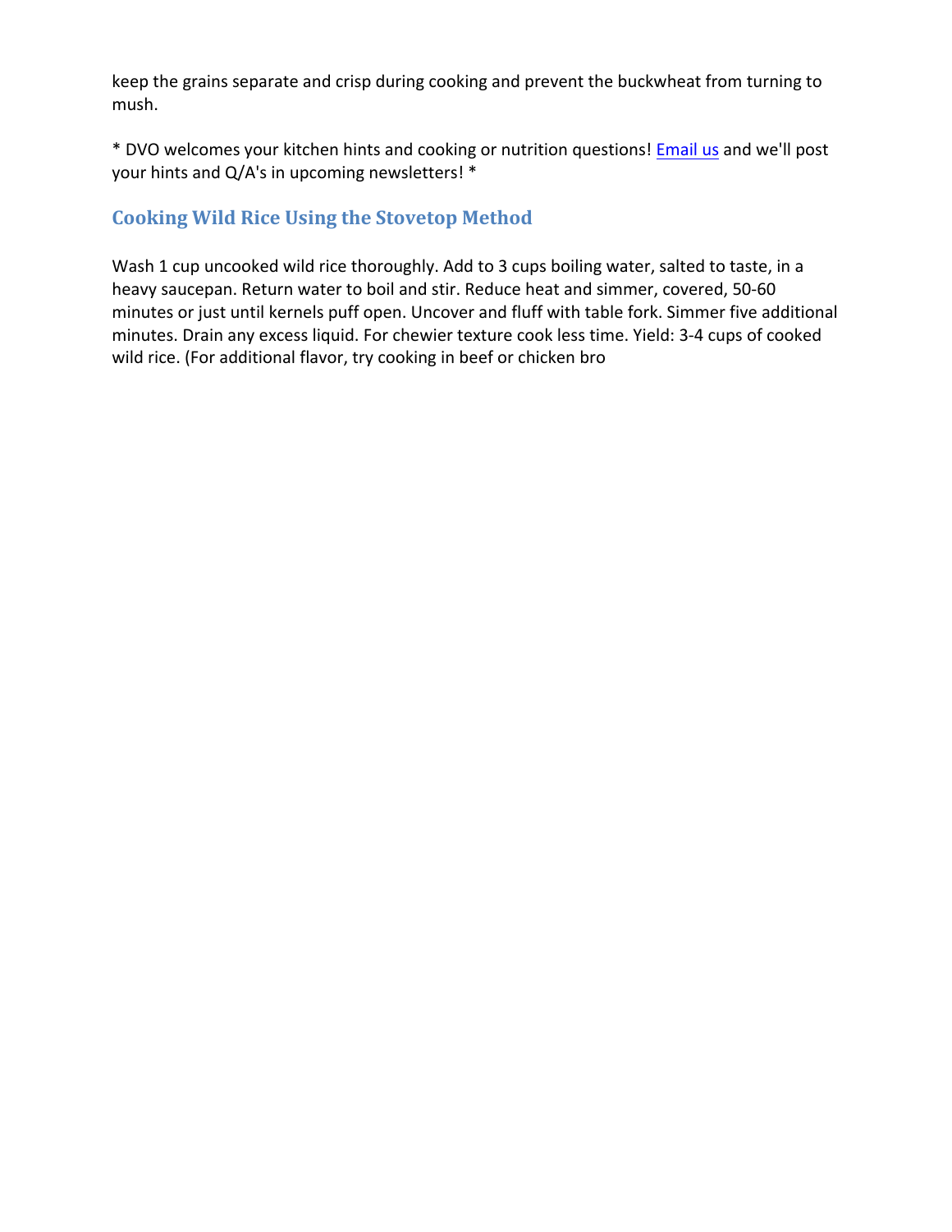keep the grains separate and crisp during cooking and prevent the buckwheat from turning to mush.

* DVO welcomes your kitchen hints and cooking or nutrition questions! [Email us]() and we'll post your hints and Q/A's in upcoming newsletters! *

## Cooking Wild Rice Using the Stovetop Method

Wash 1 cup uncooked wild rice thoroughly. Add to 3 cups boiling water, salted to taste, in a heavy saucepan. Return water to boil and stir. Reduce heat and simmer, covered, 50-60 minutes or just until kernels puff open. Uncover and fluff with table fork. Simmer five additional minutes. Drain any excess liquid. For chewier texture cook less time. Yield: 3-4 cups of cooked wild rice. (For additional flavor, try cooking in beef or chicken bro